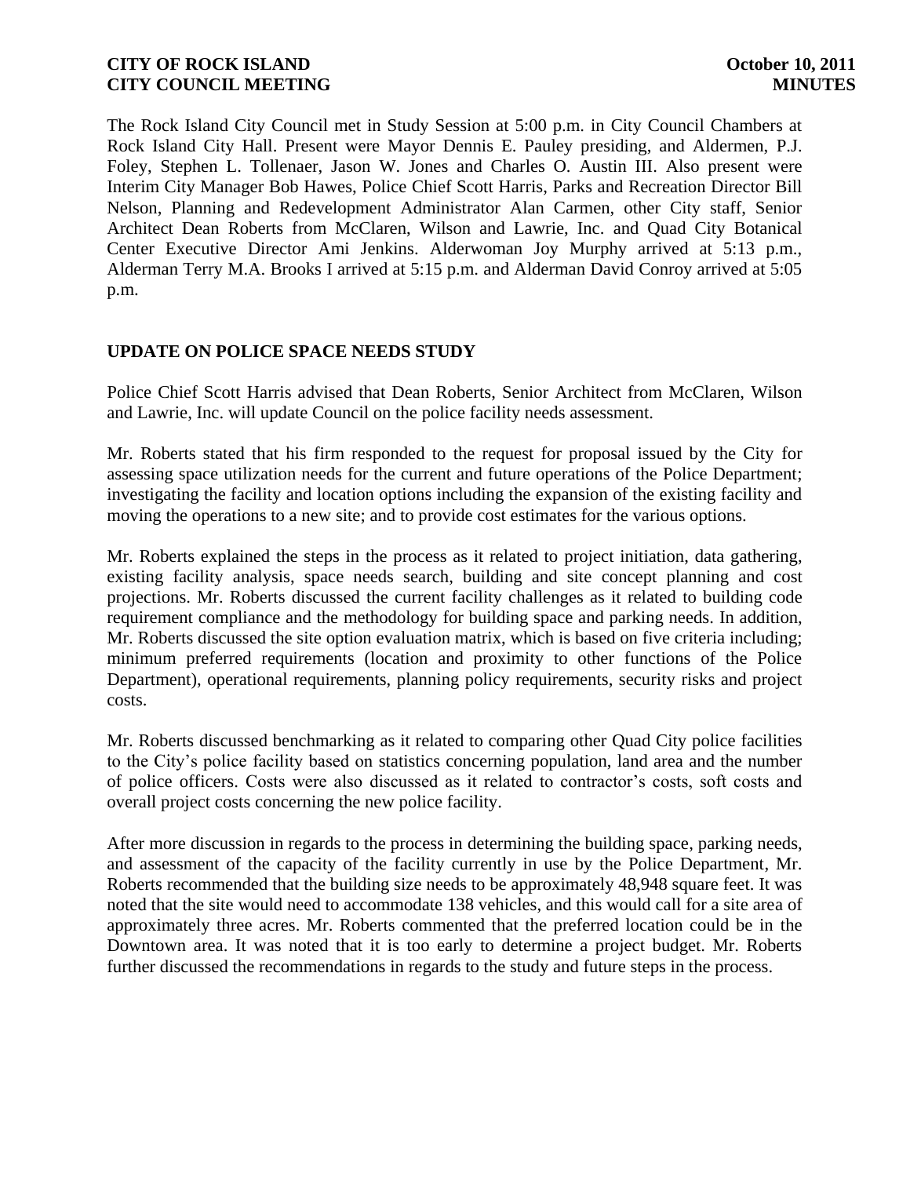The Rock Island City Council met in Study Session at 5:00 p.m. in City Council Chambers at Rock Island City Hall. Present were Mayor Dennis E. Pauley presiding, and Aldermen, P.J. Foley, Stephen L. Tollenaer, Jason W. Jones and Charles O. Austin III. Also present were Interim City Manager Bob Hawes, Police Chief Scott Harris, Parks and Recreation Director Bill Nelson, Planning and Redevelopment Administrator Alan Carmen, other City staff, Senior Architect Dean Roberts from McClaren, Wilson and Lawrie, Inc. and Quad City Botanical Center Executive Director Ami Jenkins. Alderwoman Joy Murphy arrived at 5:13 p.m., Alderman Terry M.A. Brooks I arrived at 5:15 p.m. and Alderman David Conroy arrived at 5:05 p.m.

## UPDATE ON POLICE SPACE NEEDS STUDY

Police Chief Scott Harris advised that Dean Roberts, Senior Architect from McClaren, Wilson and Lawrie, Inc. will update Council on the police facility needs assessment.

Mr. Roberts stated that his firm responded to the request for proposal issued by the City for assessing space utilization needs for the current and future operations of the Police Department; investigating the facility and location options including the expansion of the existing facility and moving the operations to a new site; and to provide cost estimates for the various options.

Mr. Roberts explained the steps in the process as it related to project initiation, data gathering, existing facility analysis, space needs search, building and site concept planning and cost projections. Mr. Roberts discussed the current facility challenges as it related to building code requirement compliance and the methodology for building space and parking needs. In addition, Mr. Roberts discussed the site option evaluation matrix, which is based on five criteria including; minimum preferred requirements (location and proximity to other functions of the Police Department), operational requirements, planning policy requirements, security risks and project costs.

Mr. Roberts discussed benchmarking as it related to comparing other Quad City police facilities to the City's police facility based on statistics concerning population, land area and the number of police officers. Costs were also discussed as it related to contractor's costs, soft costs and overall project costs concerning the new police facility.

After more discussion in regards to the process in determining the building space, parking needs, and assessment of the capacity of the facility currently in use by the Police Department, Mr. Roberts recommended that the building size needs to be approximately 48,948 square feet. It was noted that the site would need to accommodate 138 vehicles, and this would call for a site area of approximately three acres. Mr. Roberts commented that the preferred location could be in the Downtown area. It was noted that it is too early to determine a project budget. Mr. Roberts further discussed the recommendations in regards to the study and future steps in the process.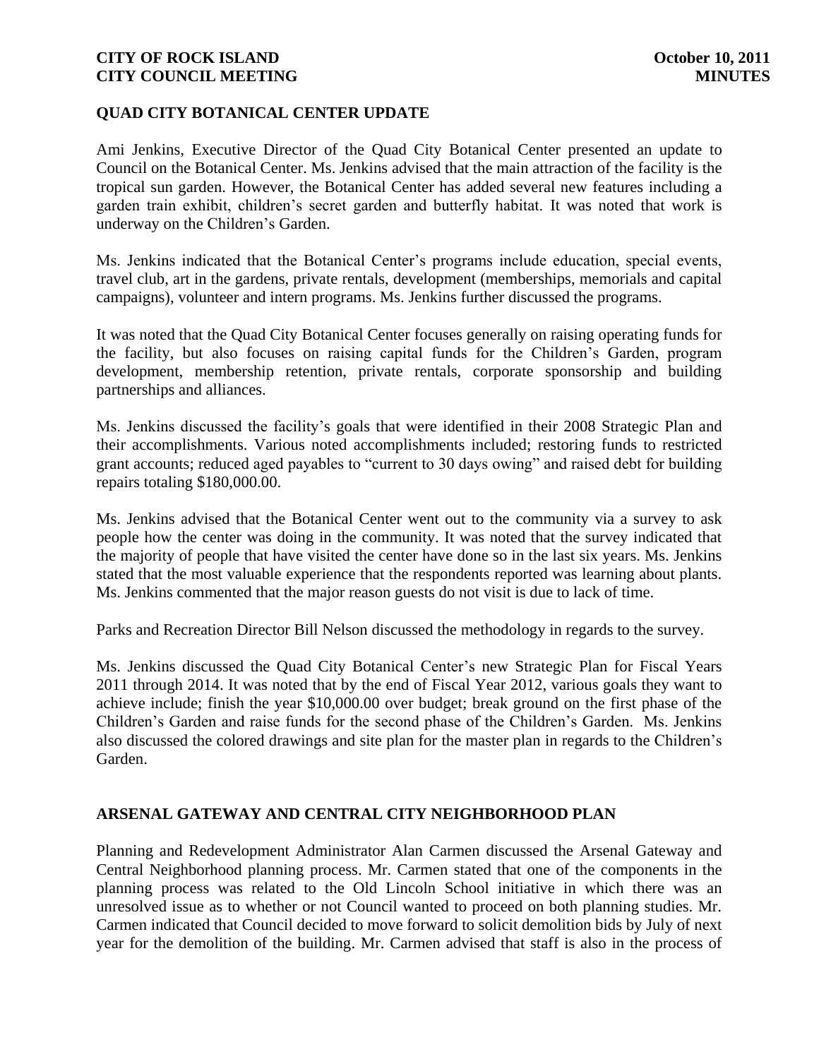## QUAD CITY BOTANICAL CENTER UPDATE

Ami Jenkins, Executive Director of the Quad City Botanical Center presented an update to Council on the Botanical Center. Ms. Jenkins advised that the main attraction of the facility is the tropical sun garden. However, the Botanical Center has added several new features including a garden train exhibit, children's secret garden and butterfly habitat. It was noted that work is underway on the Children's Garden.

Ms. Jenkins indicated that the Botanical Center's programs include education, special events, travel club, art in the gardens, private rentals, development (memberships, memorials and capital campaigns), volunteer and intern programs. Ms. Jenkins further discussed the programs.

It was noted that the Quad City Botanical Center focuses generally on raising operating funds for the facility, but also focuses on raising capital funds for the Children's Garden, program development, membership retention, private rentals, corporate sponsorship and building partnerships and alliances.

Ms. Jenkins discussed the facility's goals that were identified in their 2008 Strategic Plan and their accomplishments. Various noted accomplishments included; restoring funds to restricted grant accounts; reduced aged payables to "current to 30 days owing" and raised debt for building repairs totaling $180,000.00.

Ms. Jenkins advised that the Botanical Center went out to the community via a survey to ask people how the center was doing in the community. It was noted that the survey indicated that the majority of people that have visited the center have done so in the last six years. Ms. Jenkins stated that the most valuable experience that the respondents reported was learning about plants. Ms. Jenkins commented that the major reason guests do not visit is due to lack of time.

Parks and Recreation Director Bill Nelson discussed the methodology in regards to the survey.

Ms. Jenkins discussed the Quad City Botanical Center's new Strategic Plan for Fiscal Years 2011 through 2014. It was noted that by the end of Fiscal Year 2012, various goals they want to achieve include; finish the year $10,000.00 over budget; break ground on the first phase of the Children's Garden and raise funds for the second phase of the Children's Garden. Ms. Jenkins also discussed the colored drawings and site plan for the master plan in regards to the Children's Garden.

## ARSENAL GATEWAY AND CENTRAL CITY NEIGHBORHOOD PLAN

Planning and Redevelopment Administrator Alan Carmen discussed the Arsenal Gateway and Central Neighborhood planning process. Mr. Carmen stated that one of the components in the planning process was related to the Old Lincoln School initiative in which there was an unresolved issue as to whether or not Council wanted to proceed on both planning studies. Mr. Carmen indicated that Council decided to move forward to solicit demolition bids by July of next year for the demolition of the building. Mr. Carmen advised that staff is also in the process of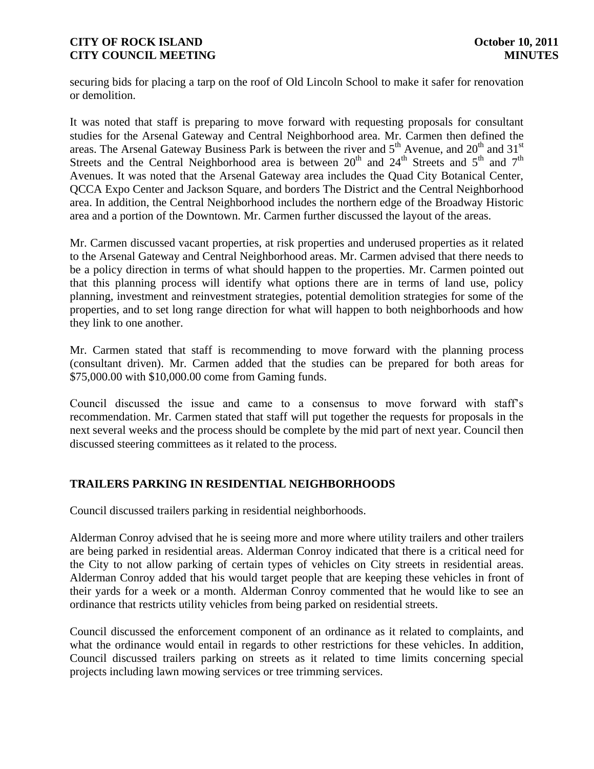securing bids for placing a tarp on the roof of Old Lincoln School to make it safer for renovation or demolition.

It was noted that staff is preparing to move forward with requesting proposals for consultant studies for the Arsenal Gateway and Central Neighborhood area. Mr. Carmen then defined the areas. The Arsenal Gateway Business Park is between the river and 5th Avenue, and 20th and 31st Streets and the Central Neighborhood area is between 20th and 24th Streets and 5th and 7th Avenues. It was noted that the Arsenal Gateway area includes the Quad City Botanical Center, QCCA Expo Center and Jackson Square, and borders The District and the Central Neighborhood area. In addition, the Central Neighborhood includes the northern edge of the Broadway Historic area and a portion of the Downtown. Mr. Carmen further discussed the layout of the areas.

Mr. Carmen discussed vacant properties, at risk properties and underused properties as it related to the Arsenal Gateway and Central Neighborhood areas. Mr. Carmen advised that there needs to be a policy direction in terms of what should happen to the properties. Mr. Carmen pointed out that this planning process will identify what options there are in terms of land use, policy planning, investment and reinvestment strategies, potential demolition strategies for some of the properties, and to set long range direction for what will happen to both neighborhoods and how they link to one another.

Mr. Carmen stated that staff is recommending to move forward with the planning process (consultant driven). Mr. Carmen added that the studies can be prepared for both areas for $75,000.00 with $10,000.00 come from Gaming funds.

Council discussed the issue and came to a consensus to move forward with staff's recommendation. Mr. Carmen stated that staff will put together the requests for proposals in the next several weeks and the process should be complete by the mid part of next year. Council then discussed steering committees as it related to the process.

## TRAILERS PARKING IN RESIDENTIAL NEIGHBORHOODS

Council discussed trailers parking in residential neighborhoods.

Alderman Conroy advised that he is seeing more and more where utility trailers and other trailers are being parked in residential areas. Alderman Conroy indicated that there is a critical need for the City to not allow parking of certain types of vehicles on City streets in residential areas. Alderman Conroy added that his would target people that are keeping these vehicles in front of their yards for a week or a month. Alderman Conroy commented that he would like to see an ordinance that restricts utility vehicles from being parked on residential streets.

Council discussed the enforcement component of an ordinance as it related to complaints, and what the ordinance would entail in regards to other restrictions for these vehicles. In addition, Council discussed trailers parking on streets as it related to time limits concerning special projects including lawn mowing services or tree trimming services.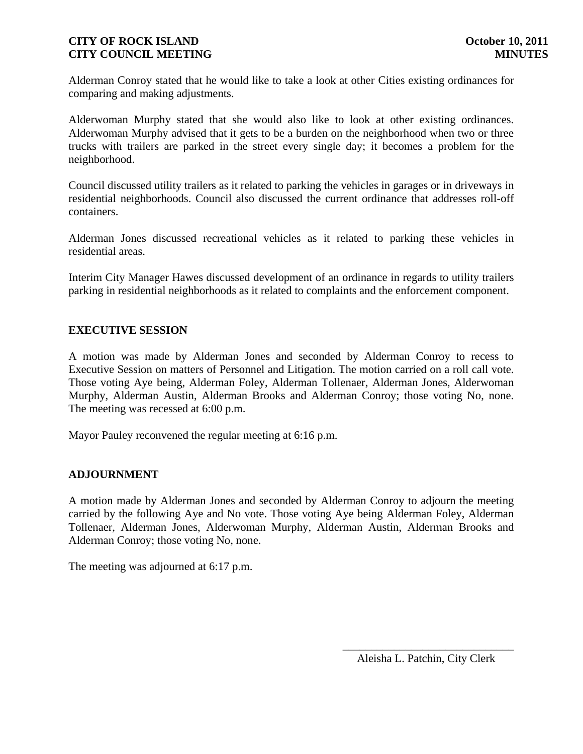Alderman Conroy stated that he would like to take a look at other Cities existing ordinances for comparing and making adjustments.

Alderwoman Murphy stated that she would also like to look at other existing ordinances. Alderwoman Murphy advised that it gets to be a burden on the neighborhood when two or three trucks with trailers are parked in the street every single day; it becomes a problem for the neighborhood.

Council discussed utility trailers as it related to parking the vehicles in garages or in driveways in residential neighborhoods. Council also discussed the current ordinance that addresses roll-off containers.

Alderman Jones discussed recreational vehicles as it related to parking these vehicles in residential areas.

Interim City Manager Hawes discussed development of an ordinance in regards to utility trailers parking in residential neighborhoods as it related to complaints and the enforcement component.

**EXECUTIVE SESSION**

A motion was made by Alderman Jones and seconded by Alderman Conroy to recess to Executive Session on matters of Personnel and Litigation. The motion carried on a roll call vote. Those voting Aye being, Alderman Foley, Alderman Tollenaer, Alderman Jones, Alderwoman Murphy, Alderman Austin, Alderman Brooks and Alderman Conroy; those voting No, none. The meeting was recessed at 6:00 p.m.

Mayor Pauley reconvened the regular meeting at 6:16 p.m.

**ADJOURNMENT**

A motion made by Alderman Jones and seconded by Alderman Conroy to adjourn the meeting carried by the following Aye and No vote. Those voting Aye being Alderman Foley, Alderman Tollenaer, Alderman Jones, Alderwoman Murphy, Alderman Austin, Alderman Brooks and Alderman Conroy; those voting No, none.

The meeting was adjourned at 6:17 p.m.

\_\_\_\_\_\_\_\_\_\_\_\_\_\_\_\_\_\_\_\_\_\_\_\_\_\_\_\_\_\_

Aleisha L. Patchin, City Clerk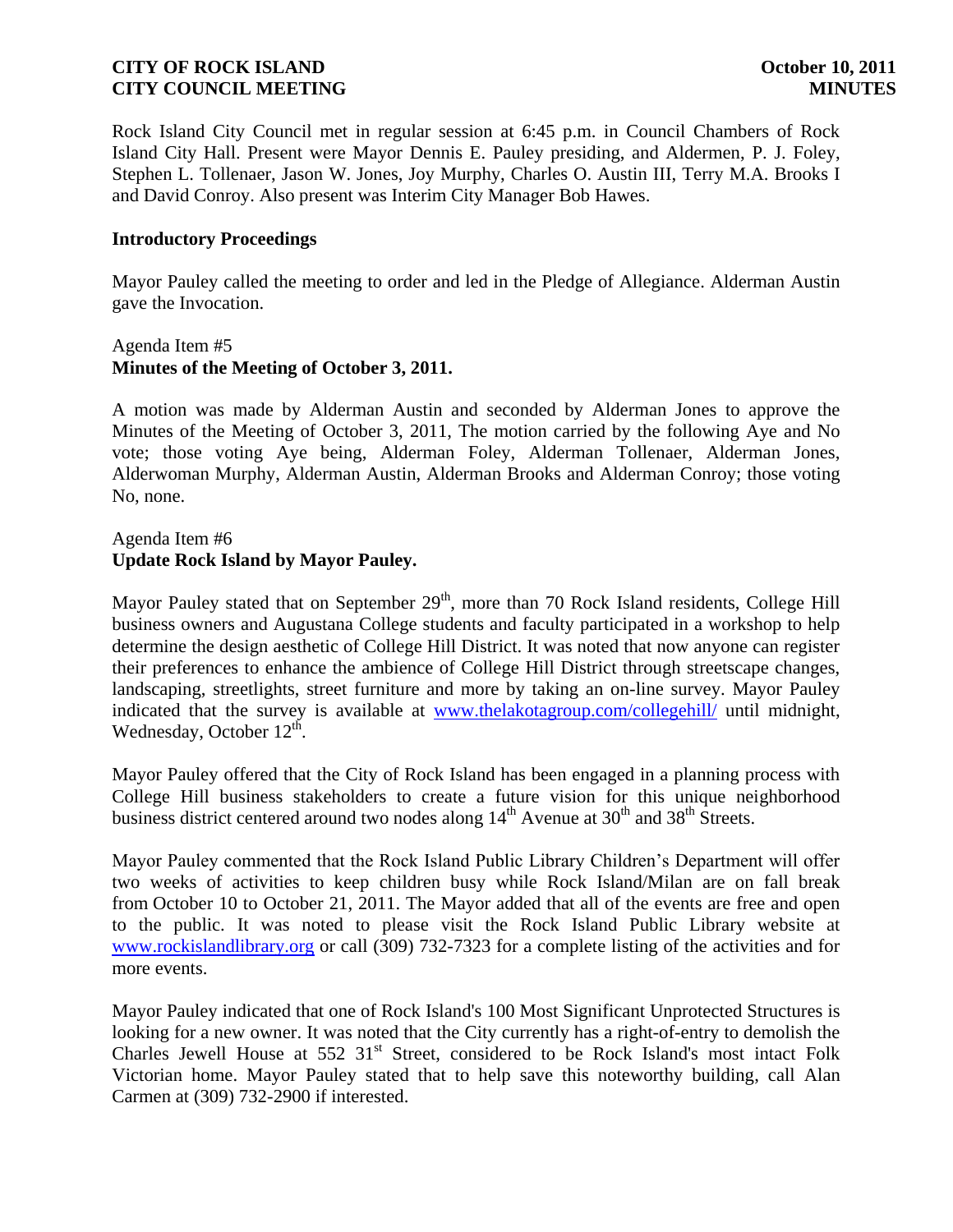Rock Island City Council met in regular session at 6:45 p.m. in Council Chambers of Rock Island City Hall. Present were Mayor Dennis E. Pauley presiding, and Aldermen, P. J. Foley, Stephen L. Tollenaer, Jason W. Jones, Joy Murphy, Charles O. Austin III, Terry M.A. Brooks I and David Conroy. Also present was Interim City Manager Bob Hawes.

**Introductory Proceedings**

Mayor Pauley called the meeting to order and led in the Pledge of Allegiance. Alderman Austin gave the Invocation.

Agenda Item #5
**Minutes of the Meeting of October 3, 2011.**

A motion was made by Alderman Austin and seconded by Alderman Jones to approve the Minutes of the Meeting of October 3, 2011, The motion carried by the following Aye and No vote; those voting Aye being, Alderman Foley, Alderman Tollenaer, Alderman Jones, Alderwoman Murphy, Alderman Austin, Alderman Brooks and Alderman Conroy; those voting No, none.

Agenda Item #6
**Update Rock Island by Mayor Pauley.**

Mayor Pauley stated that on September 29th, more than 70 Rock Island residents, College Hill business owners and Augustana College students and faculty participated in a workshop to help determine the design aesthetic of College Hill District. It was noted that now anyone can register their preferences to enhance the ambience of College Hill District through streetscape changes, landscaping, streetlights, street furniture and more by taking an on-line survey. Mayor Pauley indicated that the survey is available at www.thelakotagroup.com/collegehill/ until midnight, Wednesday, October 12th.

Mayor Pauley offered that the City of Rock Island has been engaged in a planning process with College Hill business stakeholders to create a future vision for this unique neighborhood business district centered around two nodes along 14th Avenue at 30th and 38th Streets.

Mayor Pauley commented that the Rock Island Public Library Children's Department will offer two weeks of activities to keep children busy while Rock Island/Milan are on fall break from October 10 to October 21, 2011. The Mayor added that all of the events are free and open to the public. It was noted to please visit the Rock Island Public Library website at www.rockislandlibrary.org or call (309) 732-7323 for a complete listing of the activities and for more events.

Mayor Pauley indicated that one of Rock Island's 100 Most Significant Unprotected Structures is looking for a new owner. It was noted that the City currently has a right-of-entry to demolish the Charles Jewell House at 552 31st Street, considered to be Rock Island's most intact Folk Victorian home. Mayor Pauley stated that to help save this noteworthy building, call Alan Carmen at (309) 732-2900 if interested.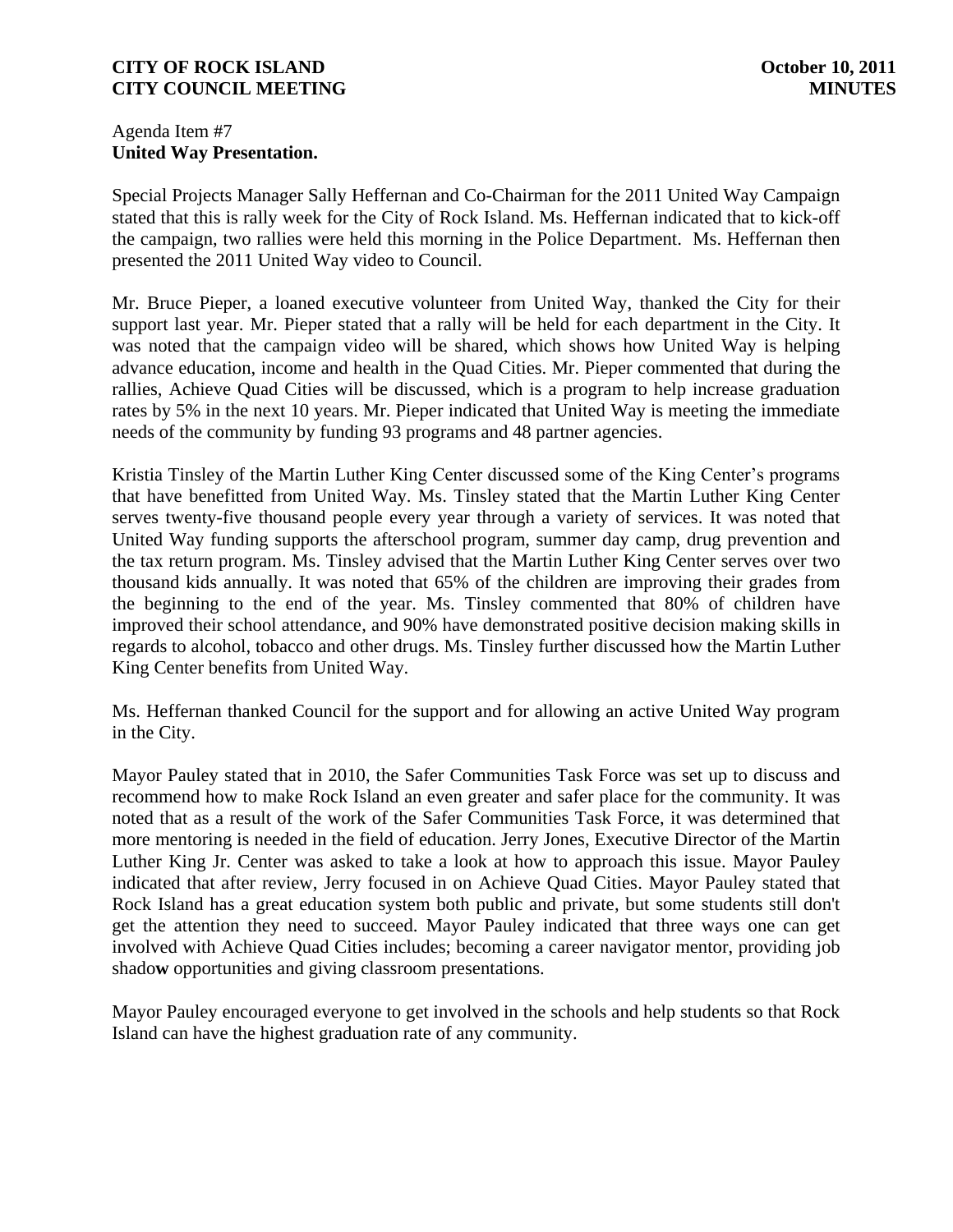Agenda Item #7
**United Way Presentation.**

Special Projects Manager Sally Heffernan and Co-Chairman for the 2011 United Way Campaign stated that this is rally week for the City of Rock Island. Ms. Heffernan indicated that to kick-off the campaign, two rallies were held this morning in the Police Department. Ms. Heffernan then presented the 2011 United Way video to Council.

Mr. Bruce Pieper, a loaned executive volunteer from United Way, thanked the City for their support last year. Mr. Pieper stated that a rally will be held for each department in the City. It was noted that the campaign video will be shared, which shows how United Way is helping advance education, income and health in the Quad Cities. Mr. Pieper commented that during the rallies, Achieve Quad Cities will be discussed, which is a program to help increase graduation rates by 5% in the next 10 years. Mr. Pieper indicated that United Way is meeting the immediate needs of the community by funding 93 programs and 48 partner agencies.

Kristia Tinsley of the Martin Luther King Center discussed some of the King Center's programs that have benefitted from United Way. Ms. Tinsley stated that the Martin Luther King Center serves twenty-five thousand people every year through a variety of services. It was noted that United Way funding supports the afterschool program, summer day camp, drug prevention and the tax return program. Ms. Tinsley advised that the Martin Luther King Center serves over two thousand kids annually. It was noted that 65% of the children are improving their grades from the beginning to the end of the year. Ms. Tinsley commented that 80% of children have improved their school attendance, and 90% have demonstrated positive decision making skills in regards to alcohol, tobacco and other drugs. Ms. Tinsley further discussed how the Martin Luther King Center benefits from United Way.

Ms. Heffernan thanked Council for the support and for allowing an active United Way program in the City.

Mayor Pauley stated that in 2010, the Safer Communities Task Force was set up to discuss and recommend how to make Rock Island an even greater and safer place for the community. It was noted that as a result of the work of the Safer Communities Task Force, it was determined that more mentoring is needed in the field of education. Jerry Jones, Executive Director of the Martin Luther King Jr. Center was asked to take a look at how to approach this issue. Mayor Pauley indicated that after review, Jerry focused in on Achieve Quad Cities. Mayor Pauley stated that Rock Island has a great education system both public and private, but some students still don't get the attention they need to succeed. Mayor Pauley indicated that three ways one can get involved with Achieve Quad Cities includes; becoming a career navigator mentor, providing job shadow opportunities and giving classroom presentations.

Mayor Pauley encouraged everyone to get involved in the schools and help students so that Rock Island can have the highest graduation rate of any community.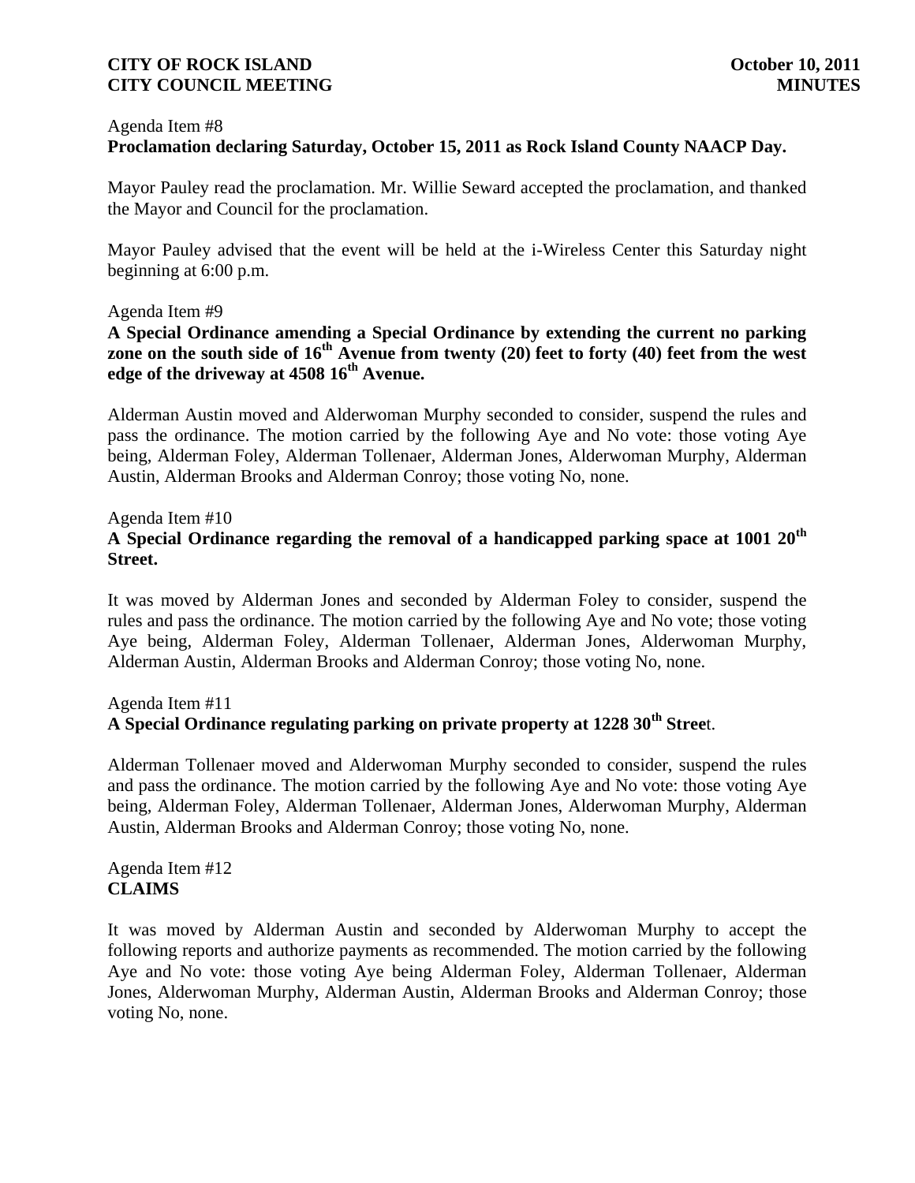Agenda Item #8
**Proclamation declaring Saturday, October 15, 2011 as Rock Island County NAACP Day.**

Mayor Pauley read the proclamation. Mr. Willie Seward accepted the proclamation, and thanked the Mayor and Council for the proclamation.

Mayor Pauley advised that the event will be held at the i-Wireless Center this Saturday night beginning at 6:00 p.m.

Agenda Item #9
**A Special Ordinance amending a Special Ordinance by extending the current no parking zone on the south side of 16th Avenue from twenty (20) feet to forty (40) feet from the west edge of the driveway at 4508 16th Avenue.**

Alderman Austin moved and Alderwoman Murphy seconded to consider, suspend the rules and pass the ordinance. The motion carried by the following Aye and No vote: those voting Aye being, Alderman Foley, Alderman Tollenaer, Alderman Jones, Alderwoman Murphy, Alderman Austin, Alderman Brooks and Alderman Conroy; those voting No, none.

Agenda Item #10
**A Special Ordinance regarding the removal of a handicapped parking space at 1001 20th Street.**

It was moved by Alderman Jones and seconded by Alderman Foley to consider, suspend the rules and pass the ordinance. The motion carried by the following Aye and No vote; those voting Aye being, Alderman Foley, Alderman Tollenaer, Alderman Jones, Alderwoman Murphy, Alderman Austin, Alderman Brooks and Alderman Conroy; those voting No, none.

Agenda Item #11
**A Special Ordinance regulating parking on private property at 1228 30th Stree**t.

Alderman Tollenaer moved and Alderwoman Murphy seconded to consider, suspend the rules and pass the ordinance. The motion carried by the following Aye and No vote: those voting Aye being, Alderman Foley, Alderman Tollenaer, Alderman Jones, Alderwoman Murphy, Alderman Austin, Alderman Brooks and Alderman Conroy; those voting No, none.

Agenda Item #12
**CLAIMS**

It was moved by Alderman Austin and seconded by Alderwoman Murphy to accept the following reports and authorize payments as recommended. The motion carried by the following Aye and No vote: those voting Aye being Alderman Foley, Alderman Tollenaer, Alderman Jones, Alderwoman Murphy, Alderman Austin, Alderman Brooks and Alderman Conroy; those voting No, none.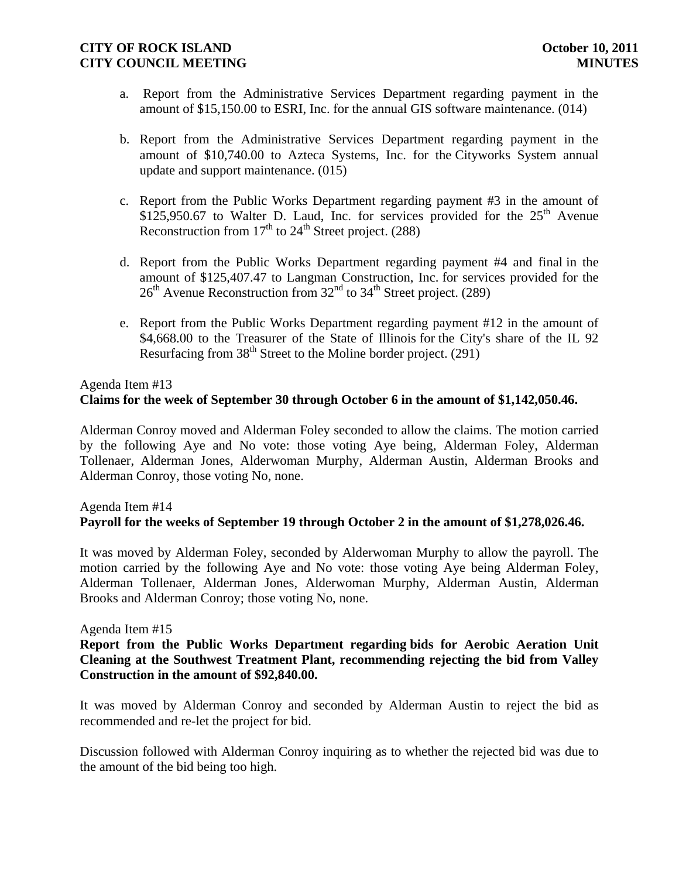a. Report from the Administrative Services Department regarding payment in the amount of $15,150.00 to ESRI, Inc. for the annual GIS software maintenance. (014)

b. Report from the Administrative Services Department regarding payment in the amount of $10,740.00 to Azteca Systems, Inc. for the Cityworks System annual update and support maintenance. (015)

c. Report from the Public Works Department regarding payment #3 in the amount of $125,950.67 to Walter D. Laud, Inc. for services provided for the 25th Avenue Reconstruction from 17th to 24th Street project. (288)

d. Report from the Public Works Department regarding payment #4 and final in the amount of $125,407.47 to Langman Construction, Inc. for services provided for the 26th Avenue Reconstruction from 32nd to 34th Street project. (289)

e. Report from the Public Works Department regarding payment #12 in the amount of $4,668.00 to the Treasurer of the State of Illinois for the City's share of the IL 92 Resurfacing from 38th Street to the Moline border project. (291)

Agenda Item #13
**Claims for the week of September 30 through October 6 in the amount of $1,142,050.46.**

Alderman Conroy moved and Alderman Foley seconded to allow the claims. The motion carried by the following Aye and No vote: those voting Aye being, Alderman Foley, Alderman Tollenaer, Alderman Jones, Alderwoman Murphy, Alderman Austin, Alderman Brooks and Alderman Conroy, those voting No, none.

Agenda Item #14
**Payroll for the weeks of September 19 through October 2 in the amount of $1,278,026.46.**

It was moved by Alderman Foley, seconded by Alderwoman Murphy to allow the payroll. The motion carried by the following Aye and No vote: those voting Aye being Alderman Foley, Alderman Tollenaer, Alderman Jones, Alderwoman Murphy, Alderman Austin, Alderman Brooks and Alderman Conroy; those voting No, none.

Agenda Item #15
**Report from the Public Works Department regarding bids for Aerobic Aeration Unit Cleaning at the Southwest Treatment Plant, recommending rejecting the bid from Valley Construction in the amount of $92,840.00.**

It was moved by Alderman Conroy and seconded by Alderman Austin to reject the bid as recommended and re-let the project for bid.

Discussion followed with Alderman Conroy inquiring as to whether the rejected bid was due to the amount of the bid being too high.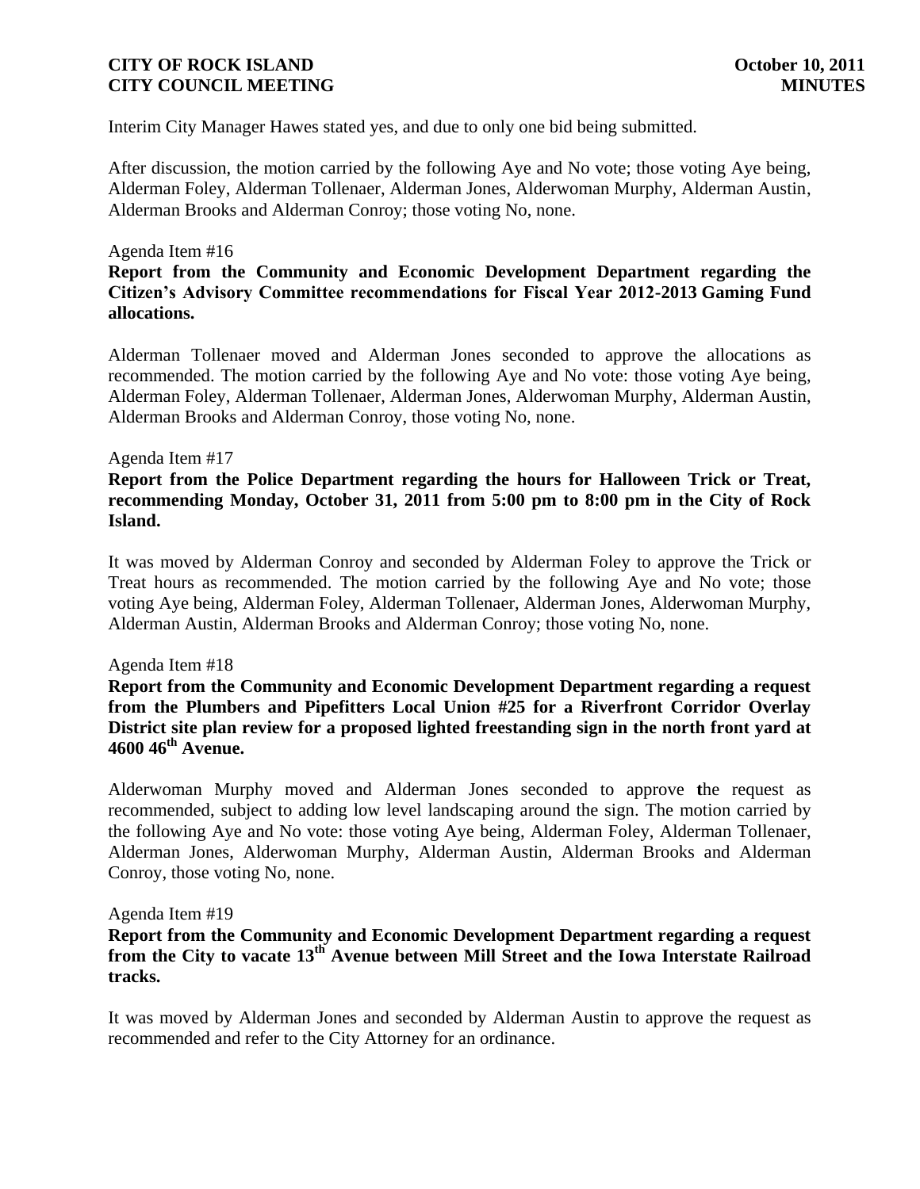Interim City Manager Hawes stated yes, and due to only one bid being submitted.

After discussion, the motion carried by the following Aye and No vote; those voting Aye being, Alderman Foley, Alderman Tollenaer, Alderman Jones, Alderwoman Murphy, Alderman Austin, Alderman Brooks and Alderman Conroy; those voting No, none.

Agenda Item #16

**Report from the Community and Economic Development Department regarding the Citizen's Advisory Committee recommendations for Fiscal Year 2012-2013 Gaming Fund allocations.**

Alderman Tollenaer moved and Alderman Jones seconded to approve the allocations as recommended. The motion carried by the following Aye and No vote: those voting Aye being, Alderman Foley, Alderman Tollenaer, Alderman Jones, Alderwoman Murphy, Alderman Austin, Alderman Brooks and Alderman Conroy, those voting No, none.

Agenda Item #17

**Report from the Police Department regarding the hours for Halloween Trick or Treat, recommending Monday, October 31, 2011 from 5:00 pm to 8:00 pm in the City of Rock Island.**

It was moved by Alderman Conroy and seconded by Alderman Foley to approve the Trick or Treat hours as recommended. The motion carried by the following Aye and No vote; those voting Aye being, Alderman Foley, Alderman Tollenaer, Alderman Jones, Alderwoman Murphy, Alderman Austin, Alderman Brooks and Alderman Conroy; those voting No, none.

Agenda Item #18

**Report from the Community and Economic Development Department regarding a request from the Plumbers and Pipefitters Local Union #25 for a Riverfront Corridor Overlay District site plan review for a proposed lighted freestanding sign in the north front yard at 4600 46th Avenue.**

Alderwoman Murphy moved and Alderman Jones seconded to approve the request as recommended, subject to adding low level landscaping around the sign. The motion carried by the following Aye and No vote: those voting Aye being, Alderman Foley, Alderman Tollenaer, Alderman Jones, Alderwoman Murphy, Alderman Austin, Alderman Brooks and Alderman Conroy, those voting No, none.

Agenda Item #19

**Report from the Community and Economic Development Department regarding a request from the City to vacate 13th Avenue between Mill Street and the Iowa Interstate Railroad tracks.**

It was moved by Alderman Jones and seconded by Alderman Austin to approve the request as recommended and refer to the City Attorney for an ordinance.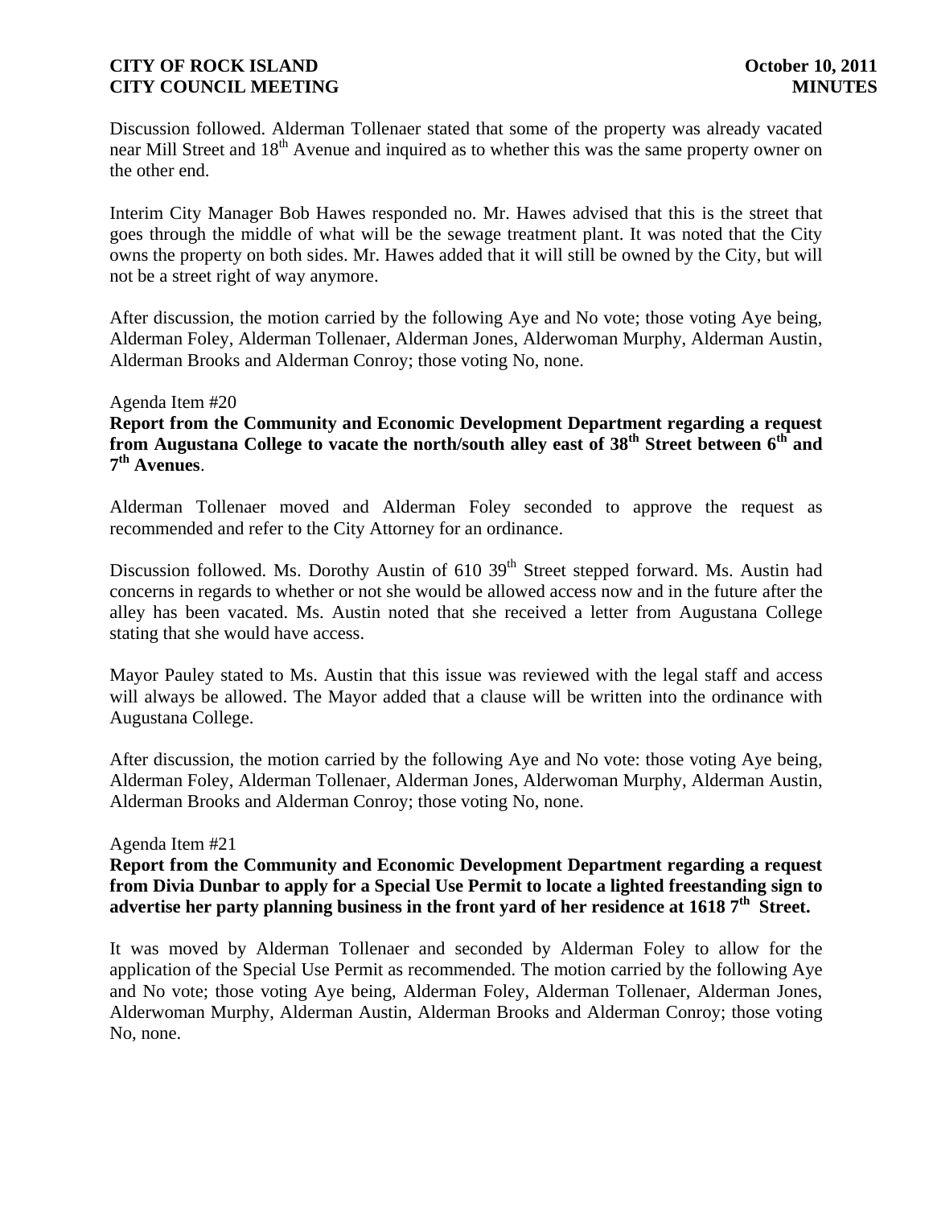Discussion followed. Alderman Tollenaer stated that some of the property was already vacated near Mill Street and 18th Avenue and inquired as to whether this was the same property owner on the other end.

Interim City Manager Bob Hawes responded no. Mr. Hawes advised that this is the street that goes through the middle of what will be the sewage treatment plant. It was noted that the City owns the property on both sides. Mr. Hawes added that it will still be owned by the City, but will not be a street right of way anymore.

After discussion, the motion carried by the following Aye and No vote; those voting Aye being, Alderman Foley, Alderman Tollenaer, Alderman Jones, Alderwoman Murphy, Alderman Austin, Alderman Brooks and Alderman Conroy; those voting No, none.

Agenda Item #20

**Report from the Community and Economic Development Department regarding a request from Augustana College to vacate the north/south alley east of 38th Street between 6th and 7th Avenues**.

Alderman Tollenaer moved and Alderman Foley seconded to approve the request as recommended and refer to the City Attorney for an ordinance.

Discussion followed. Ms. Dorothy Austin of 610 39th Street stepped forward. Ms. Austin had concerns in regards to whether or not she would be allowed access now and in the future after the alley has been vacated. Ms. Austin noted that she received a letter from Augustana College stating that she would have access.

Mayor Pauley stated to Ms. Austin that this issue was reviewed with the legal staff and access will always be allowed. The Mayor added that a clause will be written into the ordinance with Augustana College.

After discussion, the motion carried by the following Aye and No vote: those voting Aye being, Alderman Foley, Alderman Tollenaer, Alderman Jones, Alderwoman Murphy, Alderman Austin, Alderman Brooks and Alderman Conroy; those voting No, none.

Agenda Item #21

**Report from the Community and Economic Development Department regarding a request from Divia Dunbar to apply for a Special Use Permit to locate a lighted freestanding sign to advertise her party planning business in the front yard of her residence at 1618 7th Street.**

It was moved by Alderman Tollenaer and seconded by Alderman Foley to allow for the application of the Special Use Permit as recommended. The motion carried by the following Aye and No vote; those voting Aye being, Alderman Foley, Alderman Tollenaer, Alderman Jones, Alderwoman Murphy, Alderman Austin, Alderman Brooks and Alderman Conroy; those voting No, none.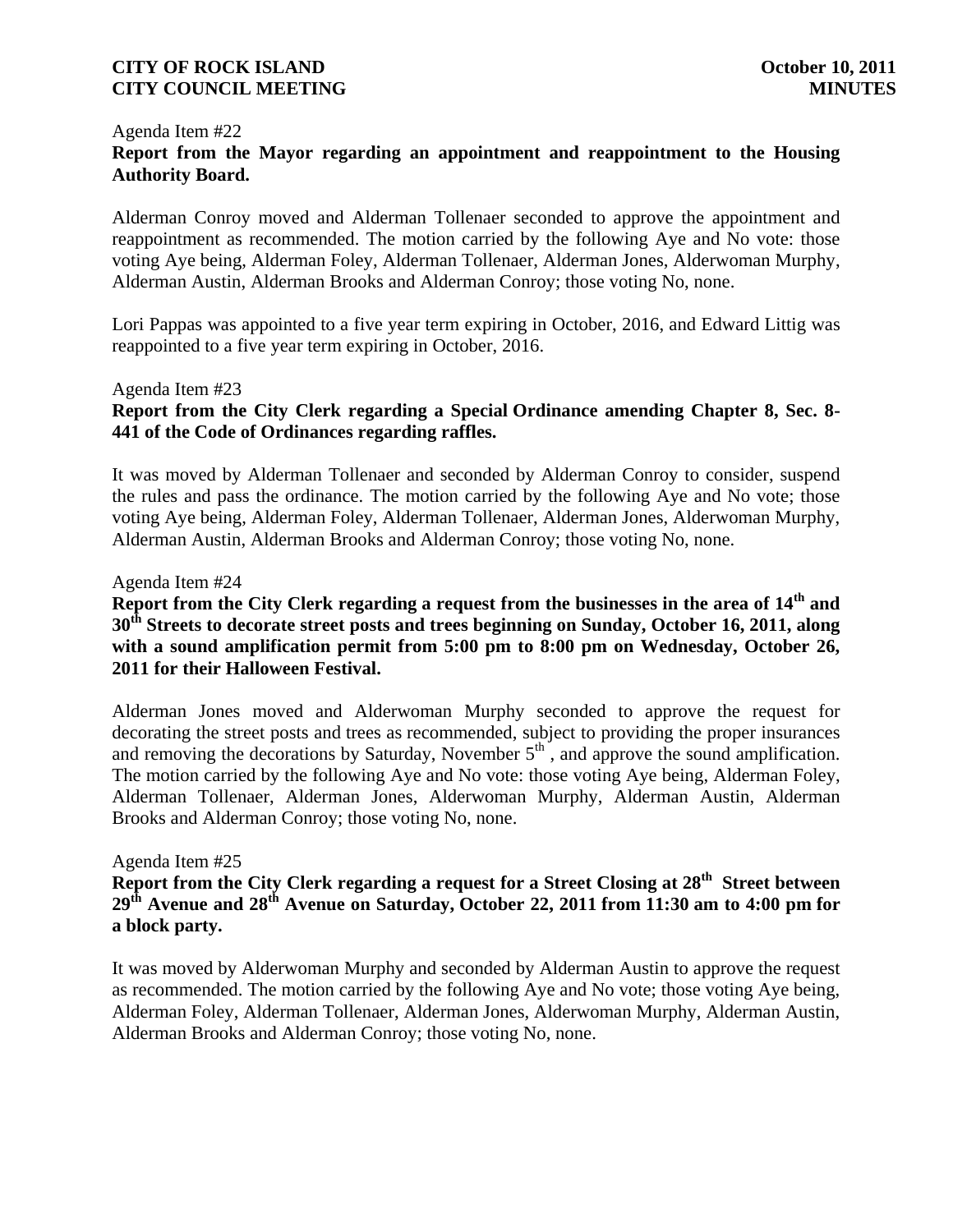Agenda Item #22

**Report from the Mayor regarding an appointment and reappointment to the Housing Authority Board.**

Alderman Conroy moved and Alderman Tollenaer seconded to approve the appointment and reappointment as recommended. The motion carried by the following Aye and No vote: those voting Aye being, Alderman Foley, Alderman Tollenaer, Alderman Jones, Alderwoman Murphy, Alderman Austin, Alderman Brooks and Alderman Conroy; those voting No, none.

Lori Pappas was appointed to a five year term expiring in October, 2016, and Edward Littig was reappointed to a five year term expiring in October, 2016.

Agenda Item #23

**Report from the City Clerk regarding a Special Ordinance amending Chapter 8, Sec. 8-441 of the Code of Ordinances regarding raffles.**

It was moved by Alderman Tollenaer and seconded by Alderman Conroy to consider, suspend the rules and pass the ordinance. The motion carried by the following Aye and No vote; those voting Aye being, Alderman Foley, Alderman Tollenaer, Alderman Jones, Alderwoman Murphy, Alderman Austin, Alderman Brooks and Alderman Conroy; those voting No, none.

Agenda Item #24

**Report from the City Clerk regarding a request from the businesses in the area of 14th and 30th Streets to decorate street posts and trees beginning on Sunday, October 16, 2011, along with a sound amplification permit from 5:00 pm to 8:00 pm on Wednesday, October 26, 2011 for their Halloween Festival.**

Alderman Jones moved and Alderwoman Murphy seconded to approve the request for decorating the street posts and trees as recommended, subject to providing the proper insurances and removing the decorations by Saturday, November 5th , and approve the sound amplification. The motion carried by the following Aye and No vote: those voting Aye being, Alderman Foley, Alderman Tollenaer, Alderman Jones, Alderwoman Murphy, Alderman Austin, Alderman Brooks and Alderman Conroy; those voting No, none.

Agenda Item #25

**Report from the City Clerk regarding a request for a Street Closing at 28th Street between 29th Avenue and 28th Avenue on Saturday, October 22, 2011 from 11:30 am to 4:00 pm for a block party.**

It was moved by Alderwoman Murphy and seconded by Alderman Austin to approve the request as recommended. The motion carried by the following Aye and No vote; those voting Aye being, Alderman Foley, Alderman Tollenaer, Alderman Jones, Alderwoman Murphy, Alderman Austin, Alderman Brooks and Alderman Conroy; those voting No, none.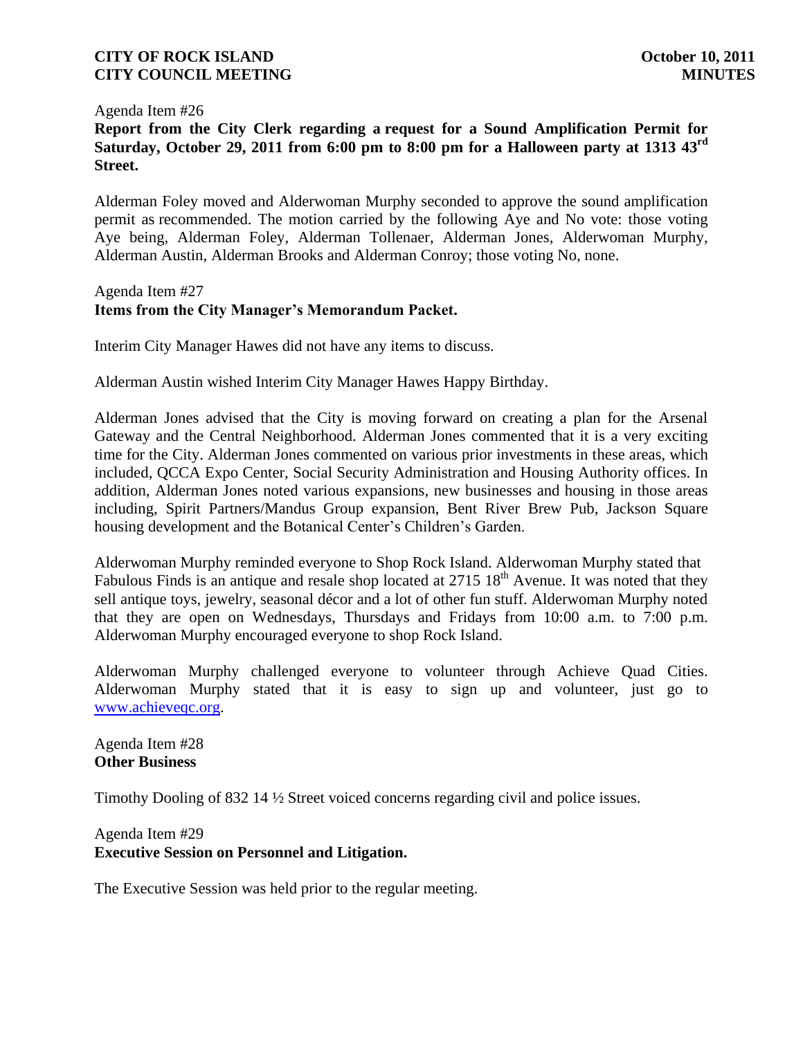Agenda Item #26

**Report from the City Clerk regarding a request for a Sound Amplification Permit for Saturday, October 29, 2011 from 6:00 pm to 8:00 pm for a Halloween party at 1313 43rd Street.**

Alderman Foley moved and Alderwoman Murphy seconded to approve the sound amplification permit as recommended. The motion carried by the following Aye and No vote: those voting Aye being, Alderman Foley, Alderman Tollenaer, Alderman Jones, Alderwoman Murphy, Alderman Austin, Alderman Brooks and Alderman Conroy; those voting No, none.

Agenda Item #27

**Items from the City Manager's Memorandum Packet.**

Interim City Manager Hawes did not have any items to discuss.

Alderman Austin wished Interim City Manager Hawes Happy Birthday.

Alderman Jones advised that the City is moving forward on creating a plan for the Arsenal Gateway and the Central Neighborhood. Alderman Jones commented that it is a very exciting time for the City. Alderman Jones commented on various prior investments in these areas, which included, QCCA Expo Center, Social Security Administration and Housing Authority offices. In addition, Alderman Jones noted various expansions, new businesses and housing in those areas including, Spirit Partners/Mandus Group expansion, Bent River Brew Pub, Jackson Square housing development and the Botanical Center's Children's Garden.

Alderwoman Murphy reminded everyone to Shop Rock Island. Alderwoman Murphy stated that Fabulous Finds is an antique and resale shop located at 2715 18th Avenue. It was noted that they sell antique toys, jewelry, seasonal décor and a lot of other fun stuff. Alderwoman Murphy noted that they are open on Wednesdays, Thursdays and Fridays from 10:00 a.m. to 7:00 p.m. Alderwoman Murphy encouraged everyone to shop Rock Island.

Alderwoman Murphy challenged everyone to volunteer through Achieve Quad Cities. Alderwoman Murphy stated that it is easy to sign up and volunteer, just go to www.achieveqc.org.

Agenda Item #28

**Other Business**

Timothy Dooling of 832 14 ½ Street voiced concerns regarding civil and police issues.

Agenda Item #29

**Executive Session on Personnel and Litigation.**

The Executive Session was held prior to the regular meeting.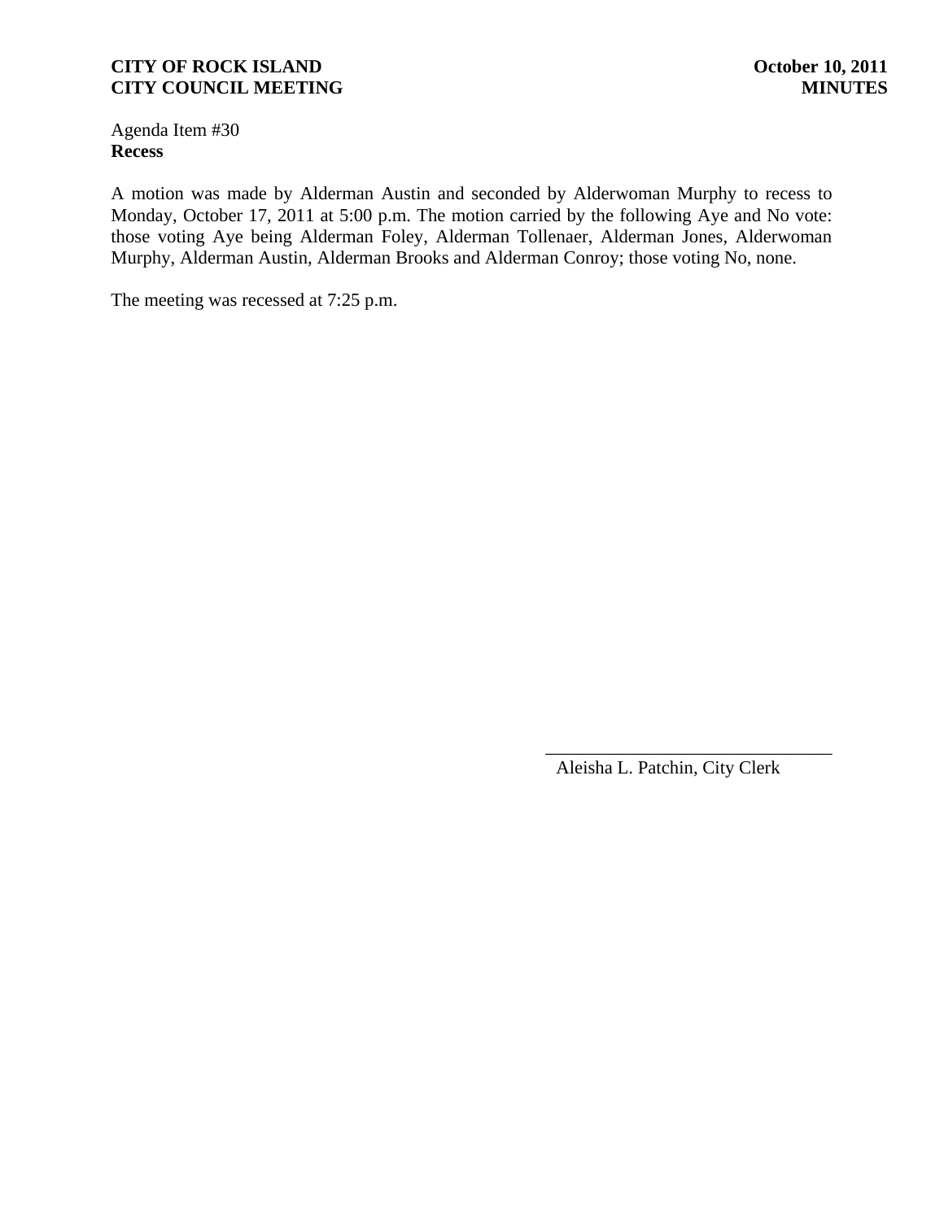Agenda Item #30
**Recess**

A motion was made by Alderman Austin and seconded by Alderwoman Murphy to recess to Monday, October 17, 2011 at 5:00 p.m. The motion carried by the following Aye and No vote: those voting Aye being Alderman Foley, Alderman Tollenaer, Alderman Jones, Alderwoman Murphy, Alderman Austin, Alderman Brooks and Alderman Conroy; those voting No, none.

The meeting was recessed at 7:25 p.m.

\_\_\_\_\_\_\_\_\_\_\_\_\_\_\_\_\_\_\_\_\_\_\_\_\_\_\_\_\_\_\_\_

Aleisha L. Patchin, City Clerk